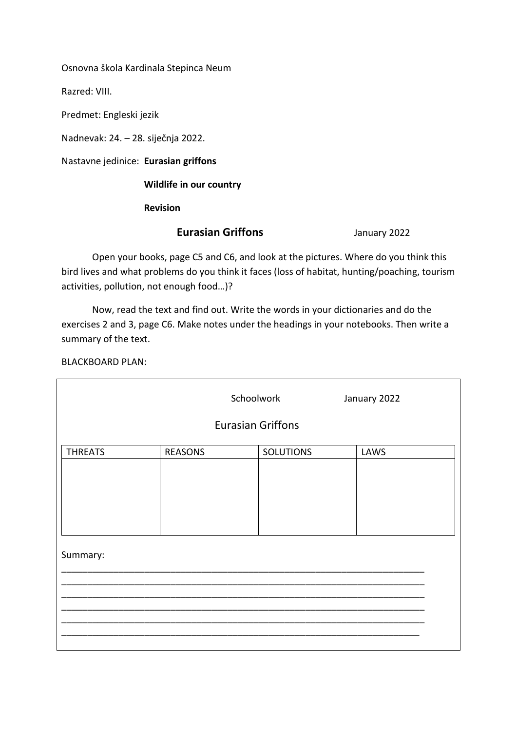Osnovna škola Kardinala Stepinca Neum

Razred: VIII.

Predmet: Engleski jezik

Nadnevak: 24. – 28. siječnja 2022.

Nastavne jedinice: **Eurasian griffons**

**Wildlife in our country**

**Revision**

## Eurasian Griffons

January 2022

Open your books, page C5 and C6, and look at the pictures. Where do you think this bird lives and what problems do you think it faces (loss of habitat, hunting/poaching, tourism activities, pollution, not enough food…)?

Now, read the text and find out. Write the words in your dictionaries and do the exercises 2 and 3, page C6. Make notes under the headings in your notebooks. Then write a summary of the text.

BLACKBOARD PLAN:

Schoolwork January 2022

Eurasian Griffons

| THREATS | REASONS | SOLUTIONS | LAWS |
|---|---|---|---|
| | | | |

Summary:

\_\_\_\_\_\_\_\_\_\_\_\_\_\_\_\_\_\_\_\_\_\_\_\_\_\_\_\_\_\_\_\_\_\_\_\_\_\_\_\_\_\_\_\_\_\_\_\_\_\_\_\_\_\_\_\_\_\_\_\_\_\_\_\_\_\_\_\_\_\_\_\_

\_\_\_\_\_\_\_\_\_\_\_\_\_\_\_\_\_\_\_\_\_\_\_\_\_\_\_\_\_\_\_\_\_\_\_\_\_\_\_\_\_\_\_\_\_\_\_\_\_\_\_\_\_\_\_\_\_\_\_\_\_\_\_\_\_\_\_\_\_\_\_\_

\_\_\_\_\_\_\_\_\_\_\_\_\_\_\_\_\_\_\_\_\_\_\_\_\_\_\_\_\_\_\_\_\_\_\_\_\_\_\_\_\_\_\_\_\_\_\_\_\_\_\_\_\_\_\_\_\_\_\_\_\_\_\_\_\_\_\_\_\_\_\_\_

\_\_\_\_\_\_\_\_\_\_\_\_\_\_\_\_\_\_\_\_\_\_\_\_\_\_\_\_\_\_\_\_\_\_\_\_\_\_\_\_\_\_\_\_\_\_\_\_\_\_\_\_\_\_\_\_\_\_\_\_\_\_\_\_\_\_\_\_\_\_\_\_

\_\_\_\_\_\_\_\_\_\_\_\_\_\_\_\_\_\_\_\_\_\_\_\_\_\_\_\_\_\_\_\_\_\_\_\_\_\_\_\_\_\_\_\_\_\_\_\_\_\_\_\_\_\_\_\_\_\_\_\_\_\_\_\_\_\_\_\_\_\_\_\_

\_\_\_\_\_\_\_\_\_\_\_\_\_\_\_\_\_\_\_\_\_\_\_\_\_\_\_\_\_\_\_\_\_\_\_\_\_\_\_\_\_\_\_\_\_\_\_\_\_\_\_\_\_\_\_\_\_\_\_\_\_\_\_\_\_\_\_\_\_\_\_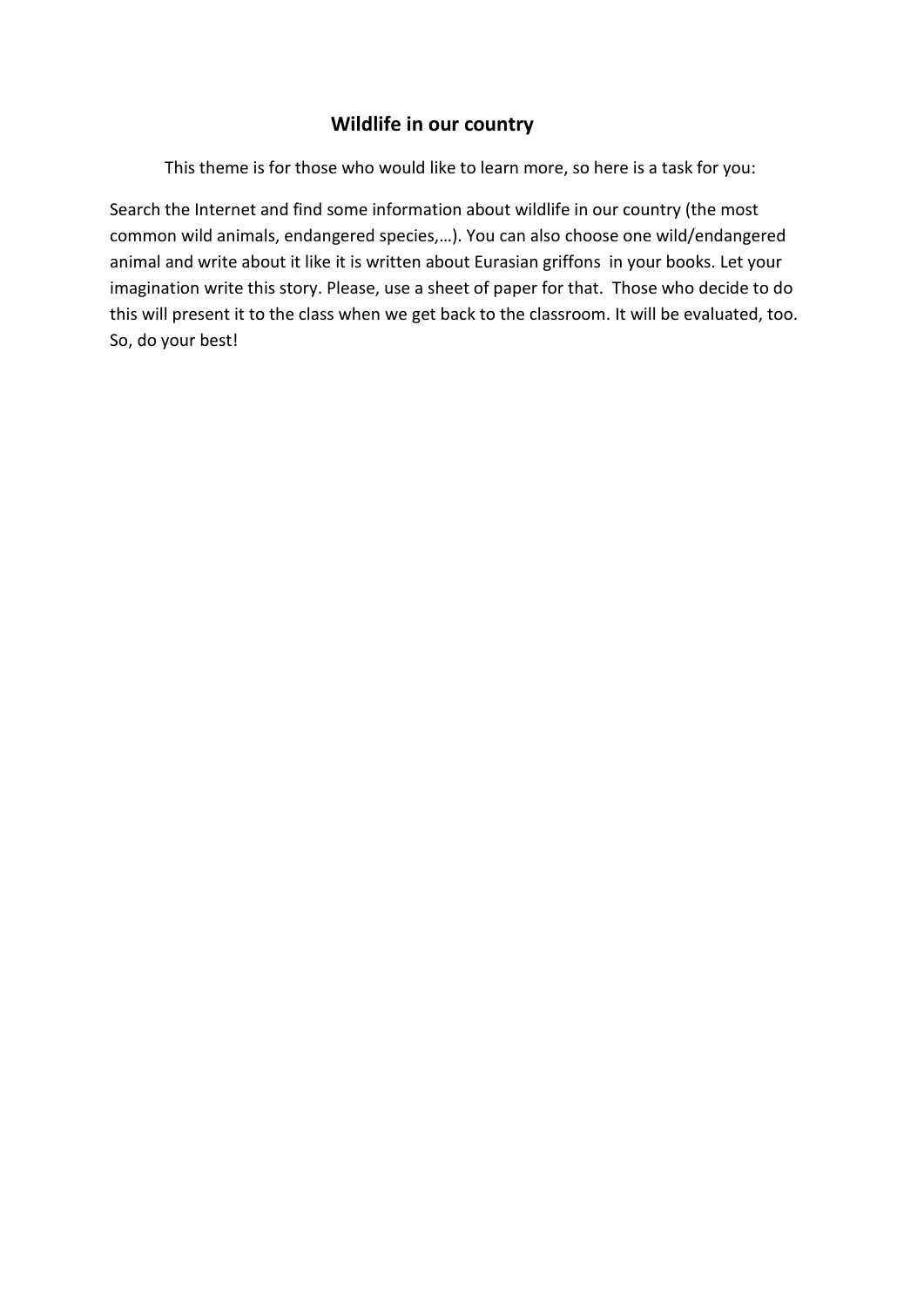## Wildlife in our country

This theme is for those who would like to learn more, so here is a task for you:

Search the Internet and find some information about wildlife in our country (the most common wild animals, endangered species,…). You can also choose one wild/endangered animal and write about it like it is written about Eurasian griffons in your books. Let your imagination write this story. Please, use a sheet of paper for that. Those who decide to do this will present it to the class when we get back to the classroom. It will be evaluated, too. So, do your best!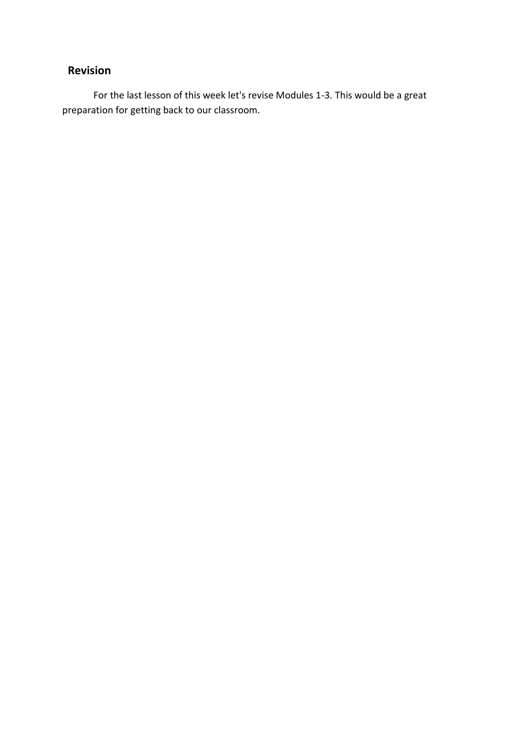## Revision

For the last lesson of this week let's revise Modules 1-3. This would be a great preparation for getting back to our classroom.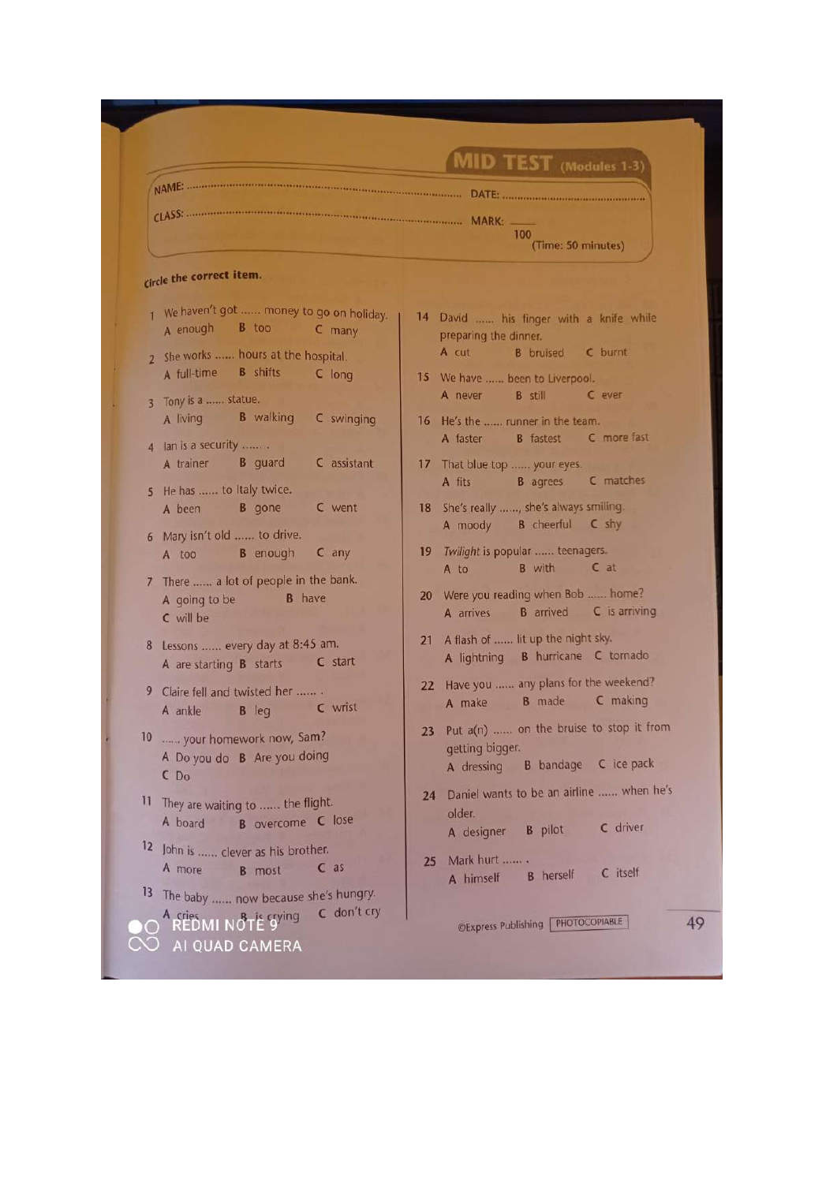# MID TEST (Modules 1-3)

NAME: .................................................................... DATE: ....................................

CLASS: .................................................................... MARK: ____ / 100

(Time: 50 minutes)

**Circle the correct item.**

1 We haven't got ...... money to go on holiday.
A enough B too C many

2 She works ...... hours at the hospital.
A full-time B shifts C long

3 Tony is a ...... statue.
A living B walking C swinging

4 Ian is a security ...... .
A trainer B guard C assistant

5 He has ...... to Italy twice.
A been B gone C went

6 Mary isn't old ...... to drive.
A too B enough C any

7 There ...... a lot of people in the bank.
A going to be B have
C will be

8 Lessons ...... every day at 8:45 am.
A are starting B starts C start

9 Claire fell and twisted her ...... .
A ankle B leg C wrist

10 ...... your homework now, Sam?
A Do you do B Are you doing
C Do

11 They are waiting to ...... the flight.
A board B overcome C lose

12 John is ...... clever as his brother.
A more B most C as

13 The baby ...... now because she's hungry.
A cries B is crying C don't cry

14 David ...... his finger with a knife while preparing the dinner.
A cut B bruised C burnt

15 We have ...... been to Liverpool.
A never B still C ever

16 He's the ...... runner in the team.
A faster B fastest C more fast

17 That blue top ...... your eyes.
A fits B agrees C matches

18 She's really ......, she's always smiling.
A moody B cheerful C shy

19 *Twilight* is popular ...... teenagers.
A to B with C at

20 Were you reading when Bob ...... home?
A arrives B arrived C is arriving

21 A flash of ...... lit up the night sky.
A lightning B hurricane C tornado

22 Have you ...... any plans for the weekend?
A make B made C making

23 Put a(n) ...... on the bruise to stop it from getting bigger.
A dressing B bandage C ice pack

24 Daniel wants to be an airline ...... when he's older.
A designer B pilot C driver

25 Mark hurt ...... .
A himself B herself C itself

©Express Publishing PHOTOCOPIABLE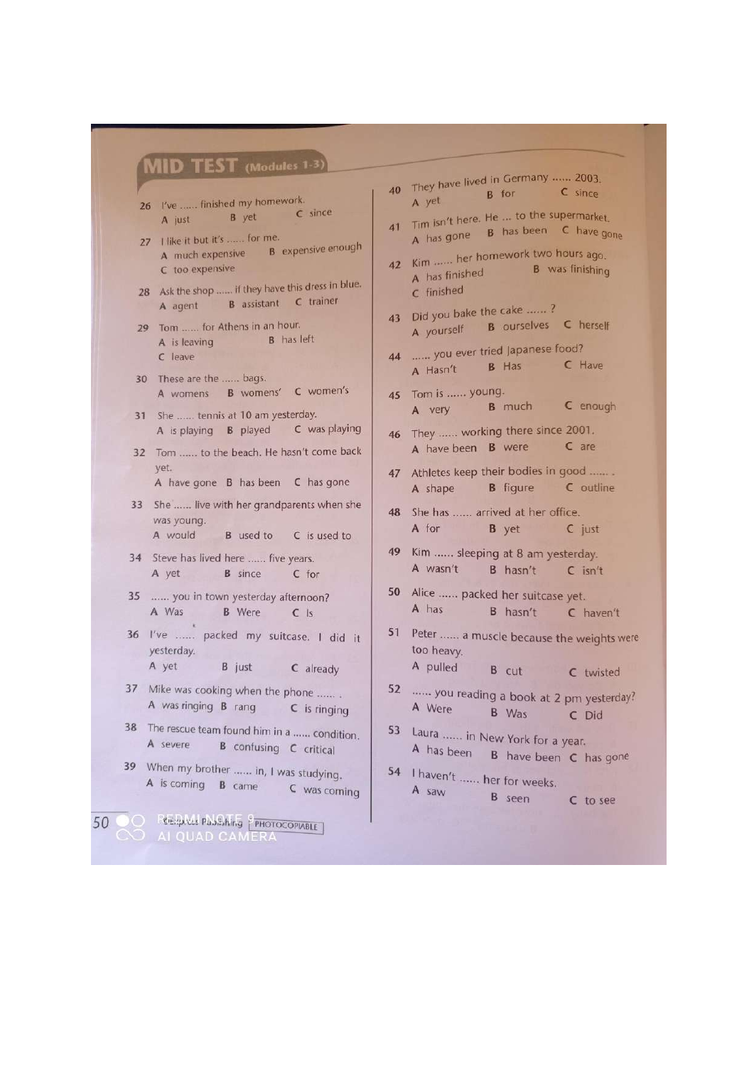# MID TEST (Modules 1-3)

26 I've ...... finished my homework.
A just B yet C since

27 I like it but it's ...... for me.
A much expensive B expensive enough
C too expensive

28 Ask the shop ...... if they have this dress in blue.
A agent B assistant C trainer

29 Tom ...... for Athens in an hour.
A is leaving B has left
C leave

30 These are the ...... bags.
A womens B womens' C women's

31 She ...... tennis at 10 am yesterday.
A is playing B played C was playing

32 Tom ...... to the beach. He hasn't come back yet.
A have gone B has been C has gone

33 She ...... live with her grandparents when she was young.
A would B used to C is used to

34 Steve has lived here ...... five years.
A yet B since C for

35 ...... you in town yesterday afternoon?
A Was B Were C Is

36 I've ...... packed my suitcase. I did it yesterday.
A yet B just C already

37 Mike was cooking when the phone ...... .
A was ringing B rang C is ringing

38 The rescue team found him in a ...... condition.
A severe B confusing C critical

39 When my brother ...... in, I was studying.
A is coming B came C was coming

40 They have lived in Germany ...... 2003.
A yet B for C since

41 Tim isn't here. He ... to the supermarket.
A has gone B has been C have gone

42 Kim ...... her homework two hours ago.
A has finished B was finishing
C finished

43 Did you bake the cake ...... ?
A yourself B ourselves C herself

44 ...... you ever tried Japanese food?
A Hasn't B Has C Have

45 Tom is ...... young.
A very B much C enough

46 They ...... working there since 2001.
A have been B were C are

47 Athletes keep their bodies in good ...... .
A shape B figure C outline

48 She has ...... arrived at her office.
A for B yet C just

49 Kim ...... sleeping at 8 am yesterday.
A wasn't B hasn't C isn't

50 Alice ...... packed her suitcase yet.
A has B hasn't C haven't

51 Peter ...... a muscle because the weights were too heavy.
A pulled B cut C twisted

52 ...... you reading a book at 2 pm yesterday?
A Were B Was C Did

53 Laura ...... in New York for a year.
A has been B have been C has gone

54 I haven't ...... her for weeks.
A saw B seen C to see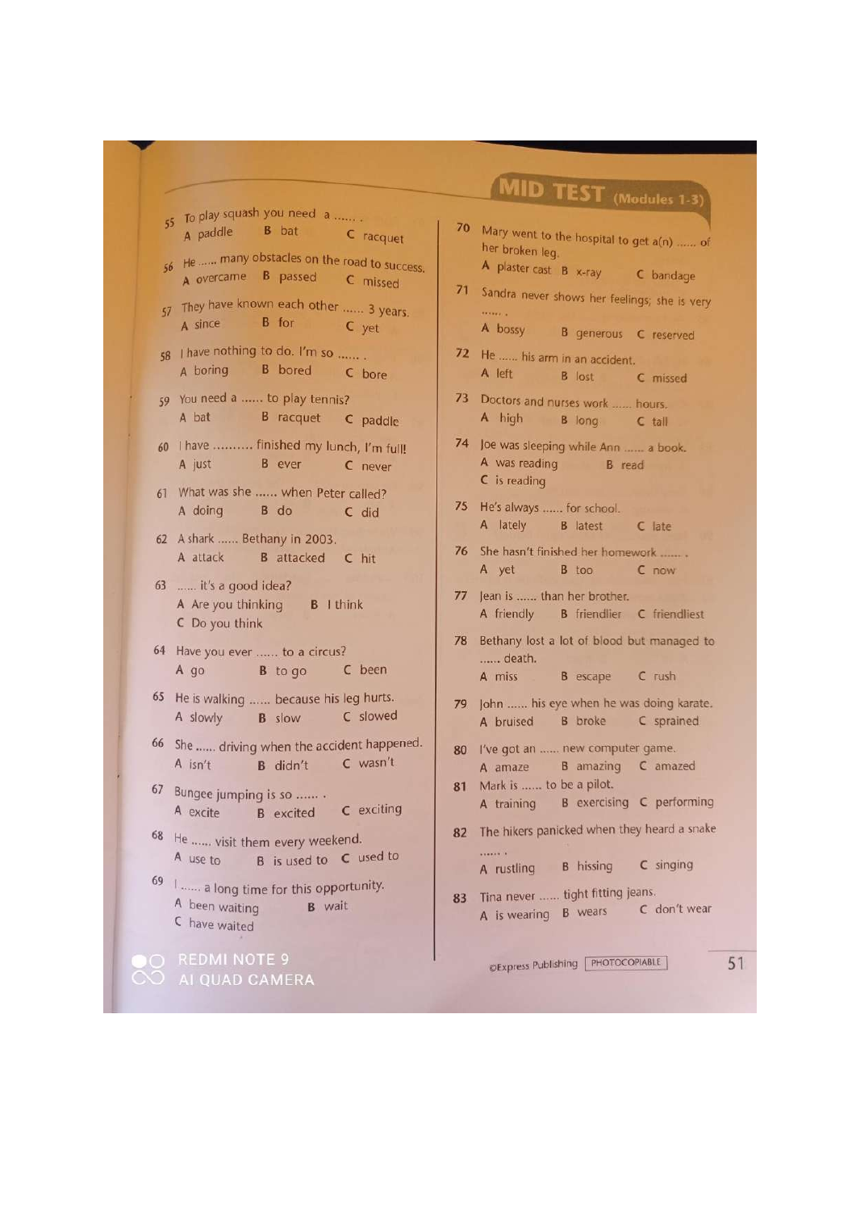## MID TEST (Modules 1-3)

55 To play squash you need a ...... .
A paddle B bat C racquet

56 He ...... many obstacles on the road to success.
A overcame B passed C missed

57 They have known each other ...... 3 years.
A since B for C yet

58 I have nothing to do. I'm so ...... .
A boring B bored C bore

59 You need a ...... to play tennis?
A bat B racquet C paddle

60 I have ......... finished my lunch, I'm full!
A just B ever C never

61 What was she ...... when Peter called?
A doing B do C did

62 A shark ...... Bethany in 2003.
A attack B attacked C hit

63 ...... it's a good idea?
A Are you thinking B I think
C Do you think

64 Have you ever ...... to a circus?
A go B to go C been

65 He is walking ...... because his leg hurts.
A slowly B slow C slowed

66 She ...... driving when the accident happened.
A isn't B didn't C wasn't

67 Bungee jumping is so ...... .
A excite B excited C exciting

68 He ...... visit them every weekend.
A use to B is used to C used to

69 I ...... a long time for this opportunity.
A been waiting B wait
C have waited

70 Mary went to the hospital to get a(n) ...... of her broken leg.
A plaster cast B x-ray C bandage

71 Sandra never shows her feelings; she is very ...... .
A bossy B generous C reserved

72 He ...... his arm in an accident.
A left B lost C missed

73 Doctors and nurses work ...... hours.
A high B long C tall

74 Joe was sleeping while Ann ...... a book.
A was reading B read
C is reading

75 He's always ...... for school.
A lately B latest C late

76 She hasn't finished her homework ...... .
A yet B too C now

77 Jean is ...... than her brother.
A friendly B friendlier C friendliest

78 Bethany lost a lot of blood but managed to ...... death.
A miss B escape C rush

79 John ...... his eye when he was doing karate.
A bruised B broke C sprained

80 I've got an ...... new computer game.
A amaze B amazing C amazed

81 Mark is ...... to be a pilot.
A training B exercising C performing

82 The hikers panicked when they heard a snake ...... .
A rustling B hissing C singing

83 Tina never ...... tight fitting jeans.
A is wearing B wears C don't wear

©Express Publishing PHOTOCOPIABLE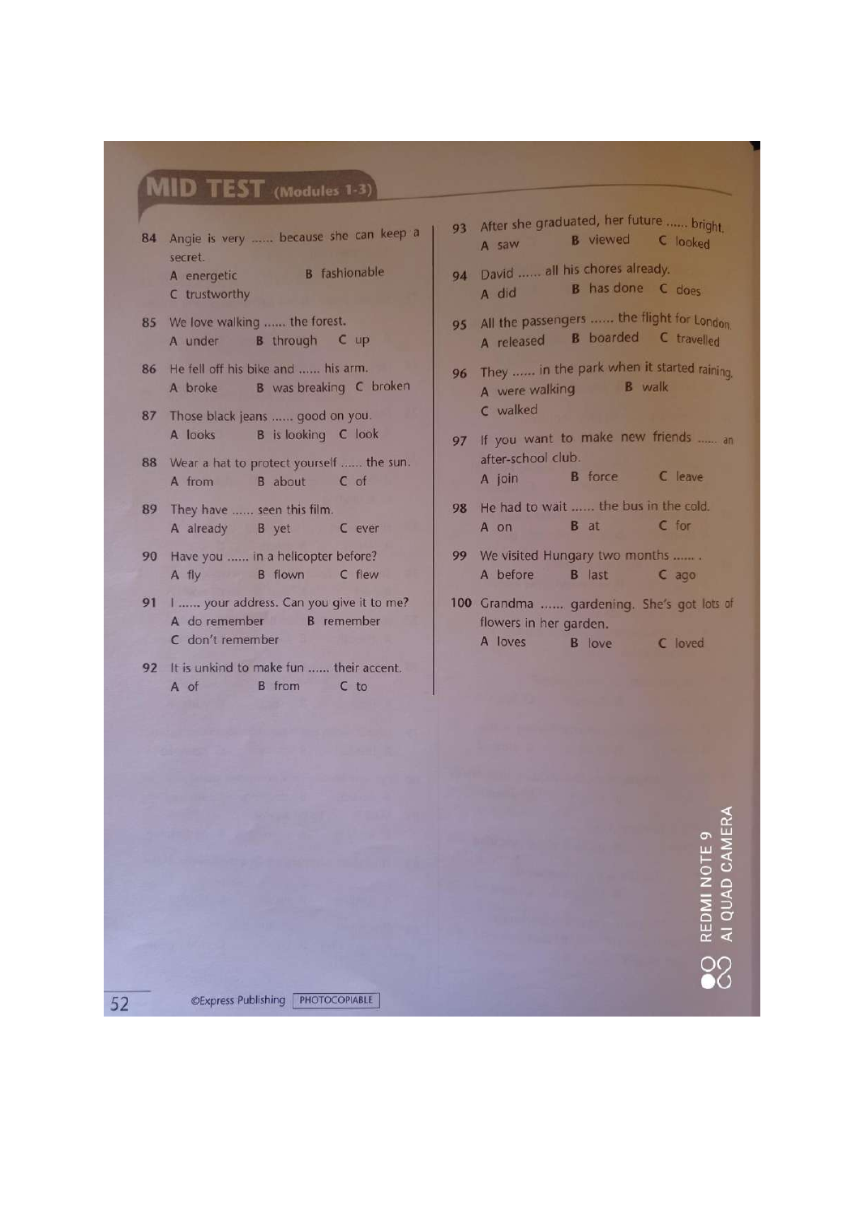## MID TEST (Modules 1-3)

84 Angie is very ...... because she can keep a secret.
A energetic B fashionable
C trustworthy

85 We love walking ...... the forest.
A under B through C up

86 He fell off his bike and ...... his arm.
A broke B was breaking C broken

87 Those black jeans ...... good on you.
A looks B is looking C look

88 Wear a hat to protect yourself ...... the sun.
A from B about C of

89 They have ...... seen this film.
A already B yet C ever

90 Have you ...... in a helicopter before?
A fly B flown C flew

91 I ...... your address. Can you give it to me?
A do remember B remember
C don't remember

92 It is unkind to make fun ...... their accent.
A of B from C to

93 After she graduated, her future ...... bright.
A saw B viewed C looked

94 David ...... all his chores already.
A did B has done C does

95 All the passengers ...... the flight for London.
A released B boarded C travelled

96 They ...... in the park when it started raining.
A were walking B walk
C walked

97 If you want to make new friends ...... an after-school club.
A join B force C leave

98 He had to wait ...... the bus in the cold.
A on B at C for

99 We visited Hungary two months ...... .
A before B last C ago

100 Grandma ...... gardening. She's got lots of flowers in her garden.
A loves B love C loved

©Express Publishing PHOTOCOPIABLE